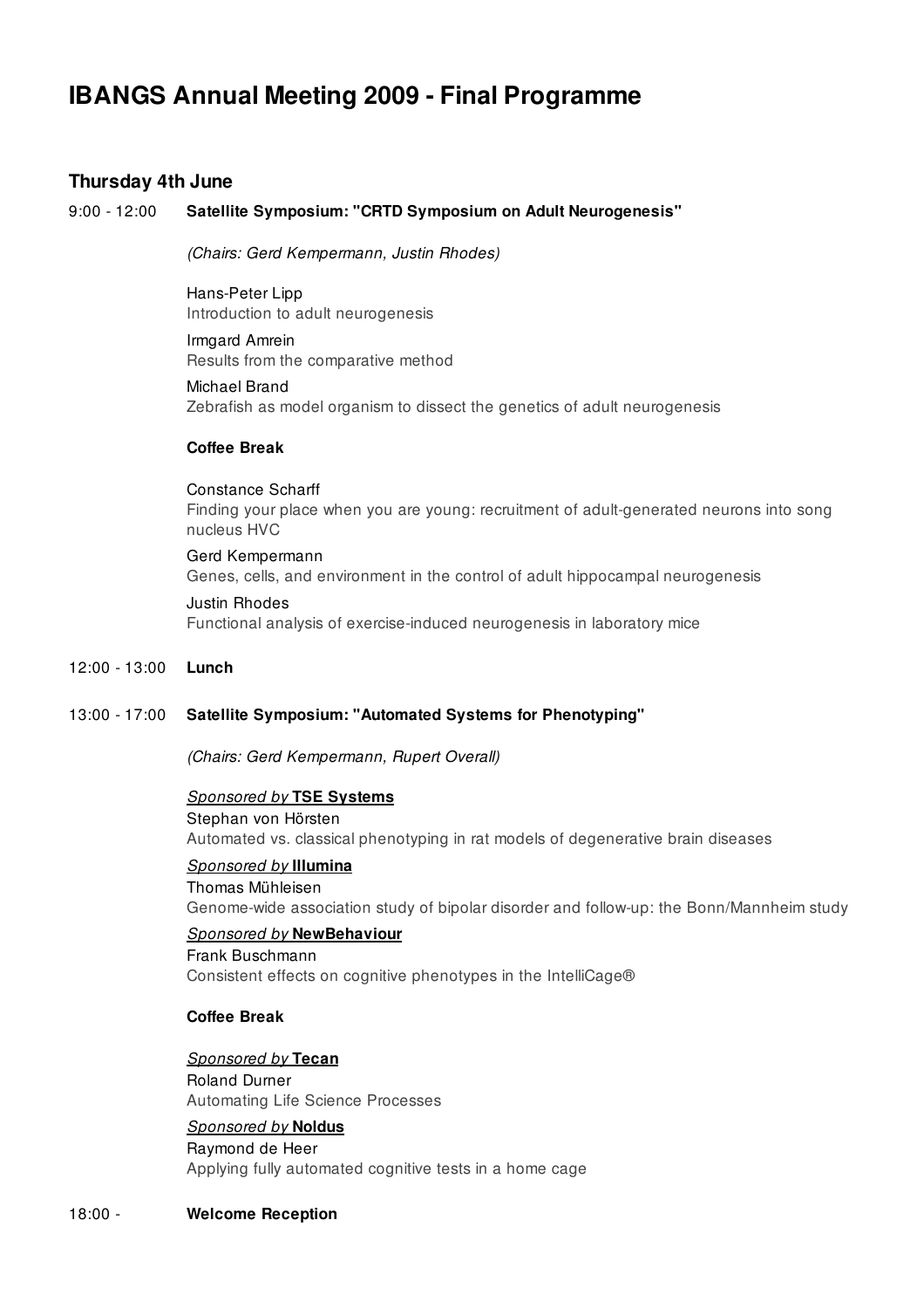# IBANGS Annual Meeting 2009 - Final Programme

## Thursday 4th June

**9:00 - 12:00** **Satellite Symposium: "CRTD Symposium on Adult Neurogenesis"**

*(Chairs: Gerd Kempermann, Justin Rhodes)*

Hans-Peter Lipp
Introduction to adult neurogenesis

Irmgard Amrein
Results from the comparative method

Michael Brand
Zebrafish as model organism to dissect the genetics of adult neurogenesis

**Coffee Break**

Constance Scharff
Finding your place when you are young: recruitment of adult-generated neurons into song nucleus HVC

Gerd Kempermann
Genes, cells, and environment in the control of adult hippocampal neurogenesis

Justin Rhodes
Functional analysis of exercise-induced neurogenesis in laboratory mice

**12:00 - 13:00** **Lunch**

**13:00 - 17:00** **Satellite Symposium: "Automated Systems for Phenotyping"**

*(Chairs: Gerd Kempermann, Rupert Overall)*

*Sponsored by* **TSE Systems**
Stephan von Hörsten
Automated vs. classical phenotyping in rat models of degenerative brain diseases

*Sponsored by* **Illumina**
Thomas Mühleisen
Genome-wide association study of bipolar disorder and follow-up: the Bonn/Mannheim study

*Sponsored by* **NewBehaviour**
Frank Buschmann
Consistent effects on cognitive phenotypes in the IntelliCage®

**Coffee Break**

*Sponsored by* **Tecan**
Roland Durner
Automating Life Science Processes

*Sponsored by* **Noldus**
Raymond de Heer
Applying fully automated cognitive tests in a home cage

**18:00 -** **Welcome Reception**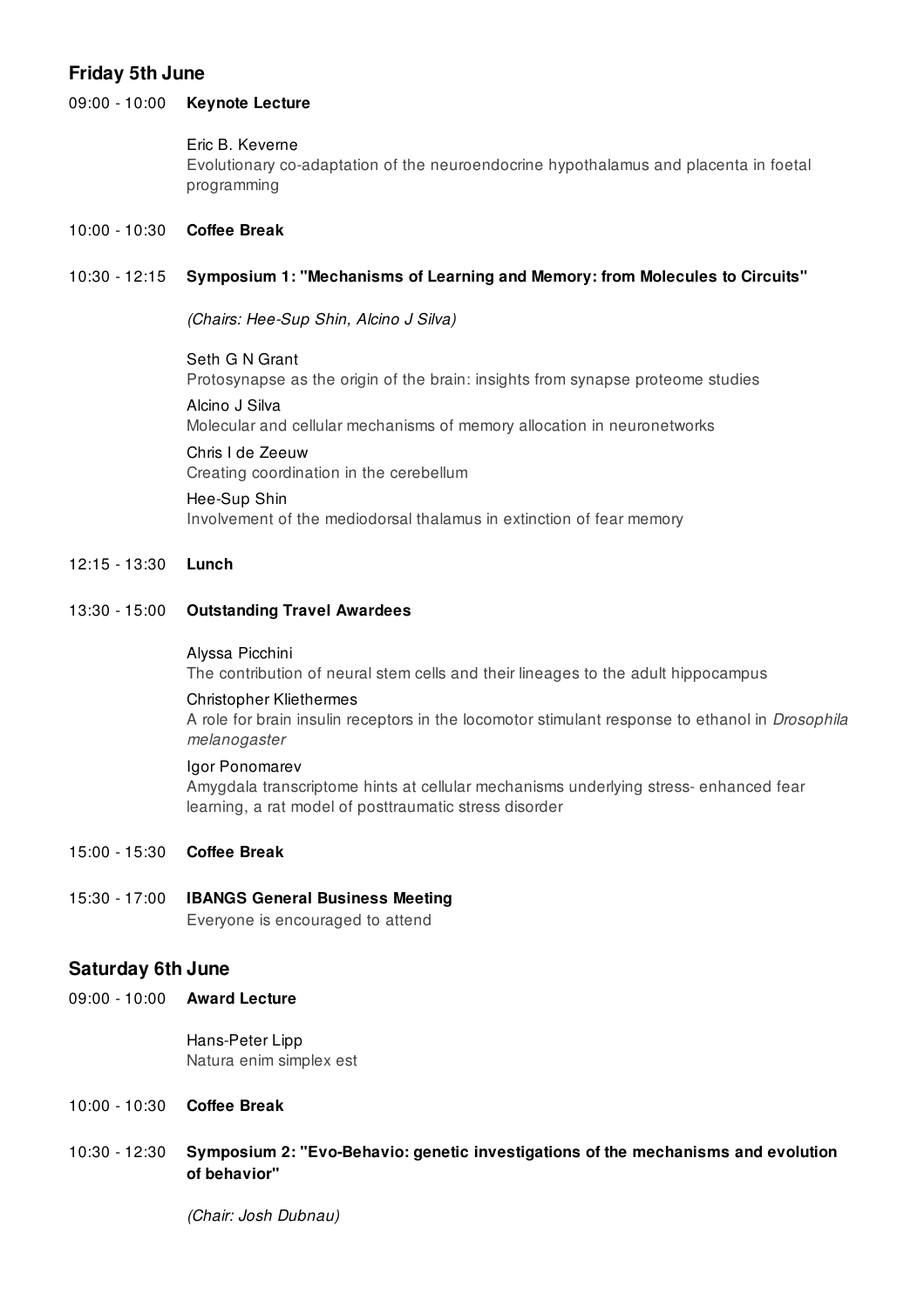## Friday 5th June

09:00 - 10:00 **Keynote Lecture**

Eric B. Keverne
Evolutionary co-adaptation of the neuroendocrine hypothalamus and placenta in foetal programming

10:00 - 10:30 **Coffee Break**

10:30 - 12:15 **Symposium 1: "Mechanisms of Learning and Memory: from Molecules to Circuits"**

*(Chairs: Hee-Sup Shin, Alcino J Silva)*

Seth G N Grant
Protosynapse as the origin of the brain: insights from synapse proteome studies

Alcino J Silva
Molecular and cellular mechanisms of memory allocation in neuronetworks

Chris I de Zeeuw
Creating coordination in the cerebellum

Hee-Sup Shin
Involvement of the mediodorsal thalamus in extinction of fear memory

12:15 - 13:30 **Lunch**

13:30 - 15:00 **Outstanding Travel Awardees**

Alyssa Picchini
The contribution of neural stem cells and their lineages to the adult hippocampus

Christopher Kliethermes
A role for brain insulin receptors in the locomotor stimulant response to ethanol in *Drosophila melanogaster*

Igor Ponomarev
Amygdala transcriptome hints at cellular mechanisms underlying stress- enhanced fear learning, a rat model of posttraumatic stress disorder

15:00 - 15:30 **Coffee Break**

15:30 - 17:00 **IBANGS General Business Meeting**
Everyone is encouraged to attend

## Saturday 6th June

09:00 - 10:00 **Award Lecture**

Hans-Peter Lipp
Natura enim simplex est

10:00 - 10:30 **Coffee Break**

10:30 - 12:30 **Symposium 2: "Evo-Behavio: genetic investigations of the mechanisms and evolution of behavior"**

*(Chair: Josh Dubnau)*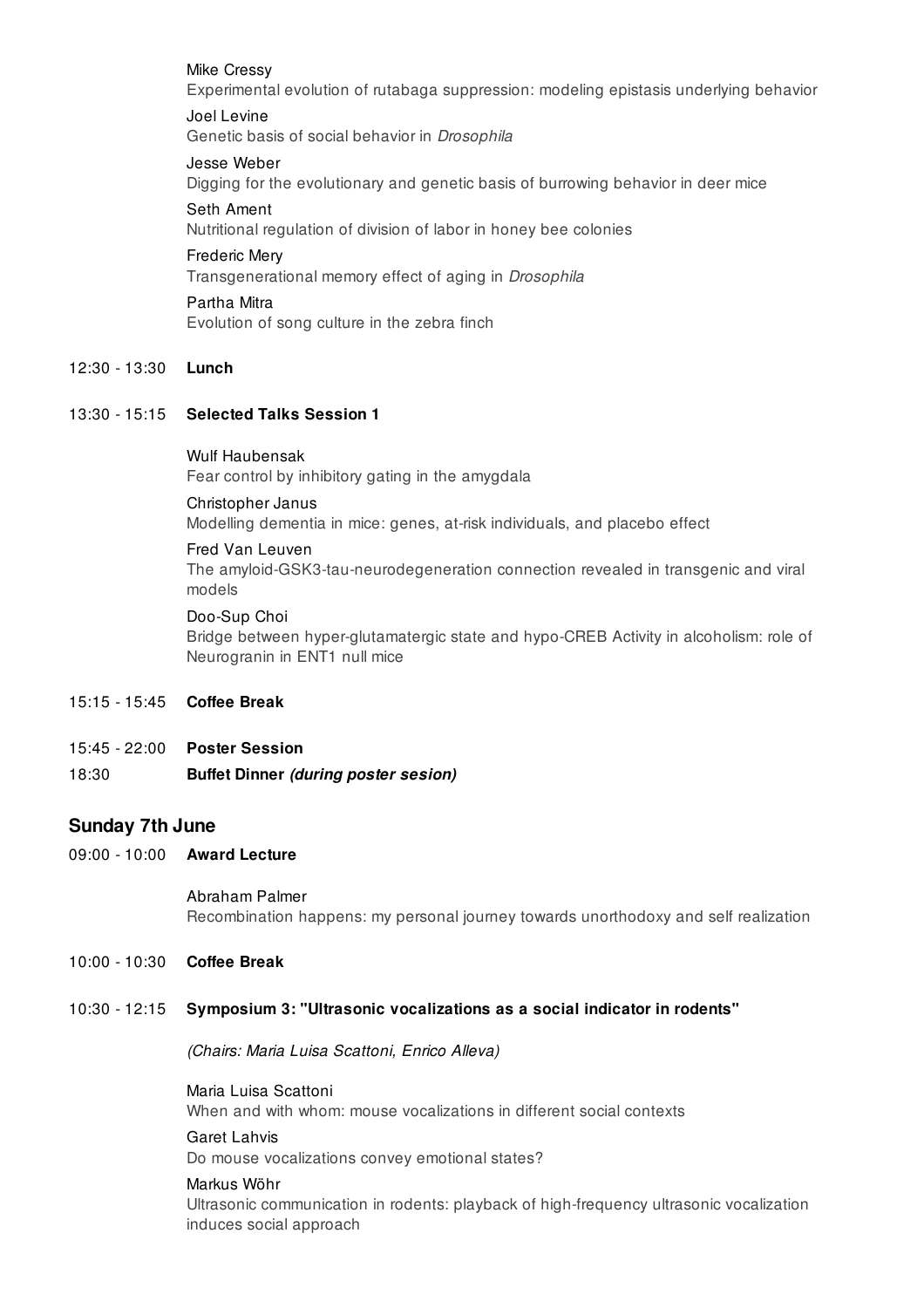Mike Cressy
Experimental evolution of rutabaga suppression: modeling epistasis underlying behavior

Joel Levine
Genetic basis of social behavior in *Drosophila*

Jesse Weber
Digging for the evolutionary and genetic basis of burrowing behavior in deer mice

Seth Ament
Nutritional regulation of division of labor in honey bee colonies

Frederic Mery
Transgenerational memory effect of aging in *Drosophila*

Partha Mitra
Evolution of song culture in the zebra finch

12:30 - 13:30 **Lunch**

13:30 - 15:15 **Selected Talks Session 1**

Wulf Haubensak
Fear control by inhibitory gating in the amygdala

Christopher Janus
Modelling dementia in mice: genes, at-risk individuals, and placebo effect

Fred Van Leuven
The amyloid-GSK3-tau-neurodegeneration connection revealed in transgenic and viral models

Doo-Sup Choi
Bridge between hyper-glutamatergic state and hypo-CREB Activity in alcoholism: role of Neurogranin in ENT1 null mice

15:15 - 15:45 **Coffee Break**

15:45 - 22:00 **Poster Session**

18:30 **Buffet Dinner *(during poster sesion)***

## Sunday 7th June

09:00 - 10:00 **Award Lecture**

Abraham Palmer
Recombination happens: my personal journey towards unorthodoxy and self realization

10:00 - 10:30 **Coffee Break**

10:30 - 12:15 **Symposium 3: "Ultrasonic vocalizations as a social indicator in rodents"**

*(Chairs: Maria Luisa Scattoni, Enrico Alleva)*

Maria Luisa Scattoni
When and with whom: mouse vocalizations in different social contexts

Garet Lahvis
Do mouse vocalizations convey emotional states?

Markus Wöhr
Ultrasonic communication in rodents: playback of high-frequency ultrasonic vocalization induces social approach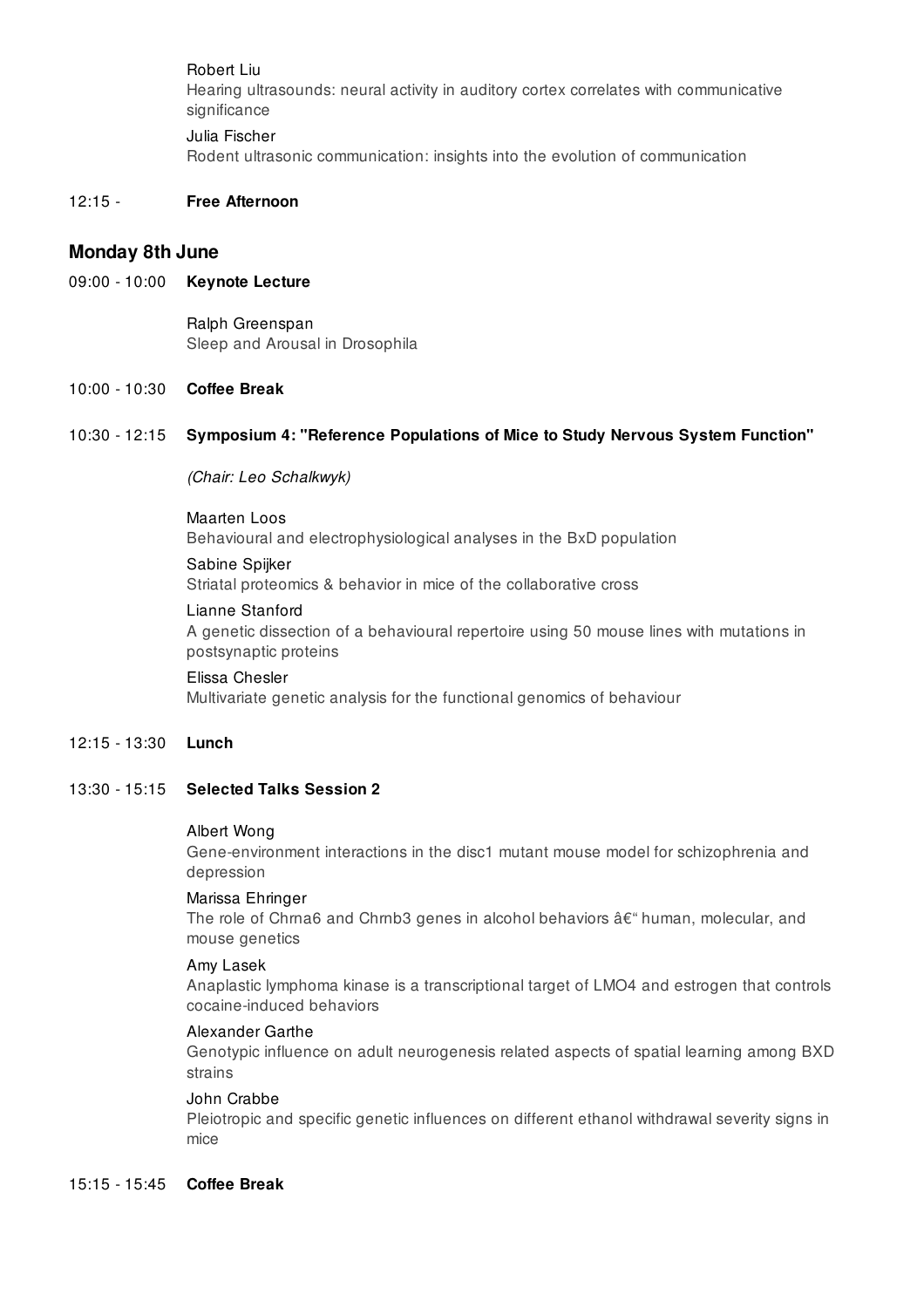Robert Liu
Hearing ultrasounds: neural activity in auditory cortex correlates with communicative significance

Julia Fischer
Rodent ultrasonic communication: insights into the evolution of communication

12:15 - **Free Afternoon**

## Monday 8th June

09:00 - 10:00 **Keynote Lecture**

Ralph Greenspan
Sleep and Arousal in Drosophila

10:00 - 10:30 **Coffee Break**

10:30 - 12:15 **Symposium 4: "Reference Populations of Mice to Study Nervous System Function"**

*(Chair: Leo Schalkwyk)*

Maarten Loos
Behavioural and electrophysiological analyses in the BxD population

Sabine Spijker
Striatal proteomics & behavior in mice of the collaborative cross

Lianne Stanford
A genetic dissection of a behavioural repertoire using 50 mouse lines with mutations in postsynaptic proteins

Elissa Chesler
Multivariate genetic analysis for the functional genomics of behaviour

12:15 - 13:30 **Lunch**

13:30 - 15:15 **Selected Talks Session 2**

Albert Wong
Gene-environment interactions in the disc1 mutant mouse model for schizophrenia and depression

Marissa Ehringer
The role of Chrna6 and Chrnb3 genes in alcohol behaviors â€“ human, molecular, and mouse genetics

Amy Lasek
Anaplastic lymphoma kinase is a transcriptional target of LMO4 and estrogen that controls cocaine-induced behaviors

Alexander Garthe
Genotypic influence on adult neurogenesis related aspects of spatial learning among BXD strains

John Crabbe
Pleiotropic and specific genetic influences on different ethanol withdrawal severity signs in mice

15:15 - 15:45 **Coffee Break**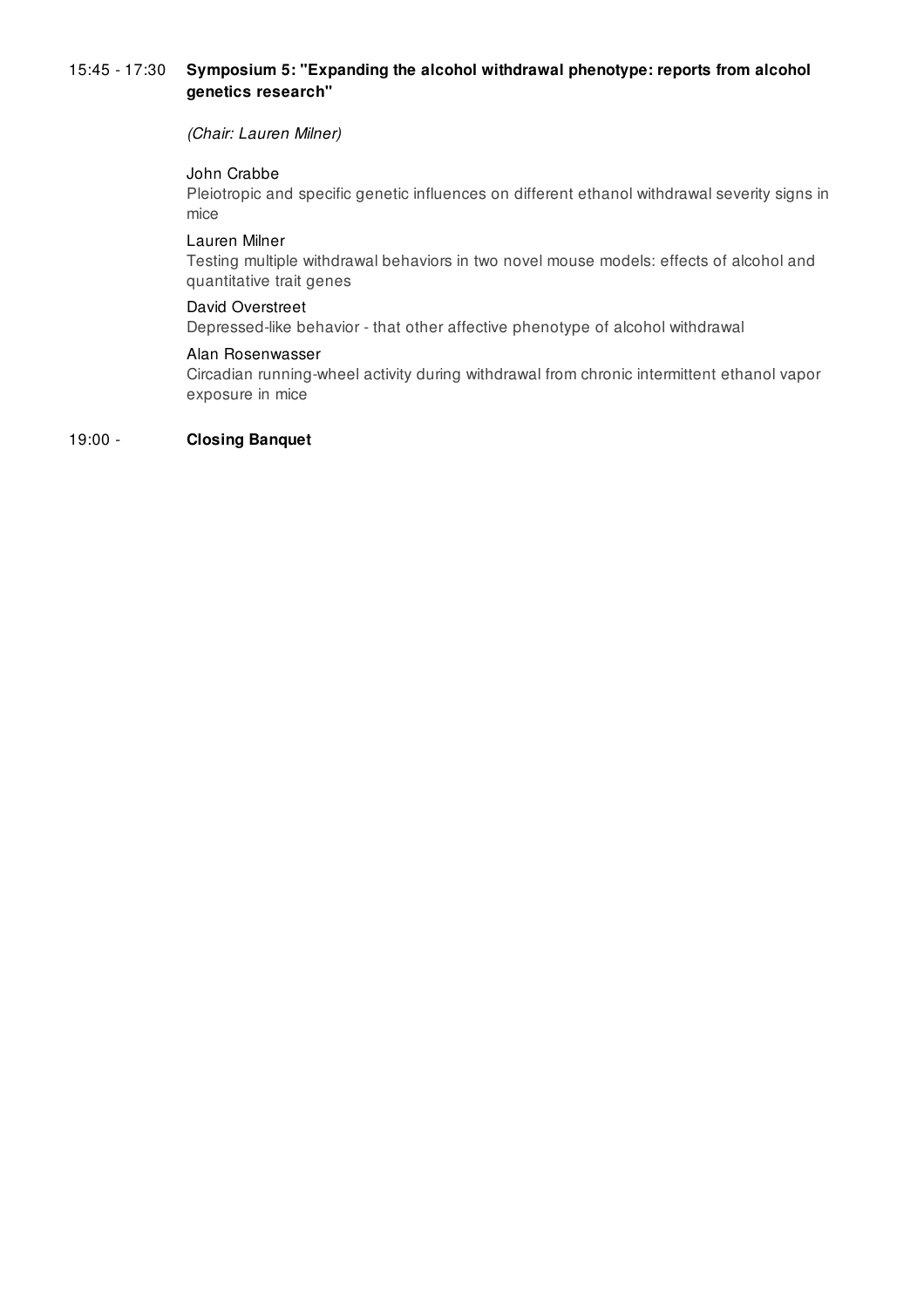15:45 - 17:30 **Symposium 5: "Expanding the alcohol withdrawal phenotype: reports from alcohol genetics research"**

*(Chair: Lauren Milner)*

John Crabbe
Pleiotropic and specific genetic influences on different ethanol withdrawal severity signs in mice

Lauren Milner
Testing multiple withdrawal behaviors in two novel mouse models: effects of alcohol and quantitative trait genes

David Overstreet
Depressed-like behavior - that other affective phenotype of alcohol withdrawal

Alan Rosenwasser
Circadian running-wheel activity during withdrawal from chronic intermittent ethanol vapor exposure in mice

19:00 - **Closing Banquet**